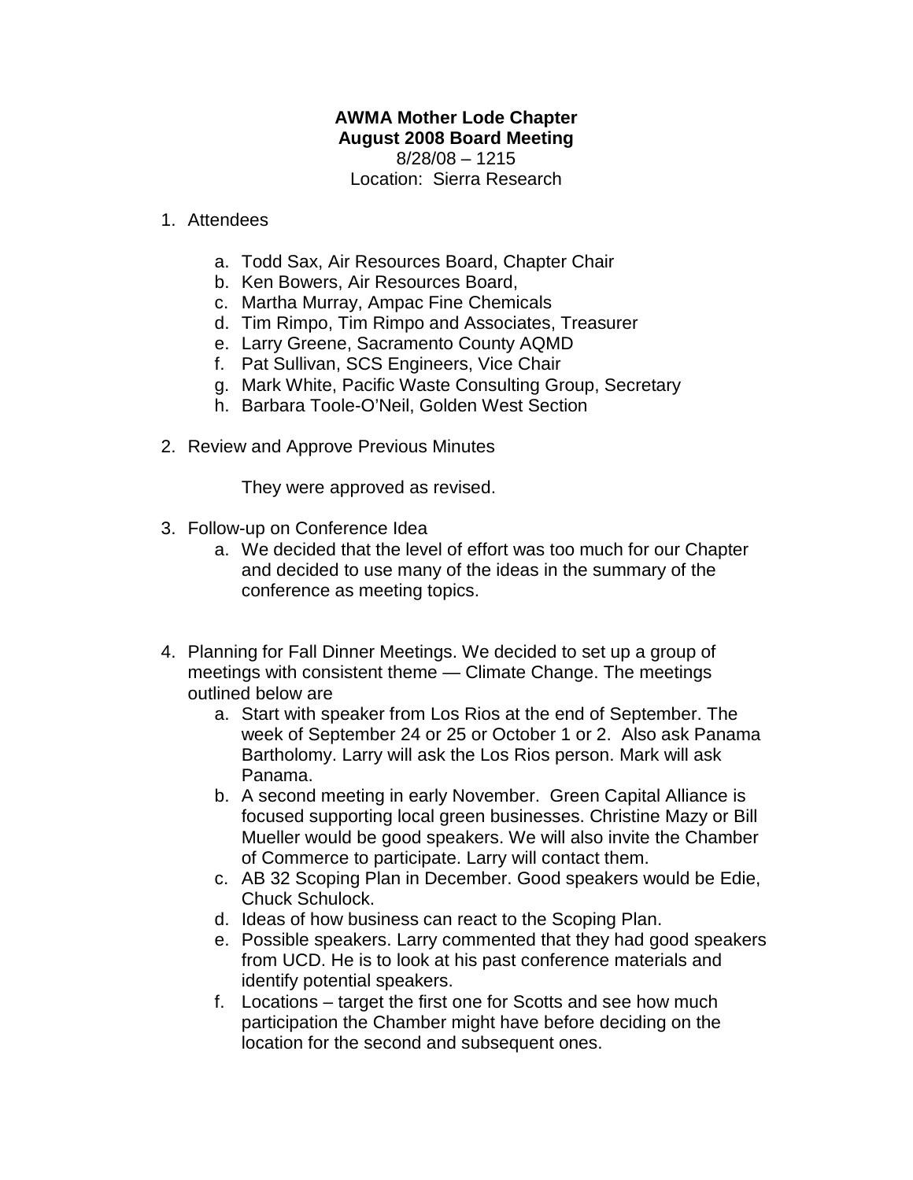**AWMA Mother Lode Chapter**
**August 2008 Board Meeting**
8/28/08 – 1215
Location: Sierra Research

1. Attendees

    a. Todd Sax, Air Resources Board, Chapter Chair
    b. Ken Bowers, Air Resources Board,
    c. Martha Murray, Ampac Fine Chemicals
    d. Tim Rimpo, Tim Rimpo and Associates, Treasurer
    e. Larry Greene, Sacramento County AQMD
    f. Pat Sullivan, SCS Engineers, Vice Chair
    g. Mark White, Pacific Waste Consulting Group, Secretary
    h. Barbara Toole-O'Neil, Golden West Section

2. Review and Approve Previous Minutes

    They were approved as revised.

3. Follow-up on Conference Idea
    a. We decided that the level of effort was too much for our Chapter and decided to use many of the ideas in the summary of the conference as meeting topics.

4. Planning for Fall Dinner Meetings. We decided to set up a group of meetings with consistent theme — Climate Change. The meetings outlined below are
    a. Start with speaker from Los Rios at the end of September. The week of September 24 or 25 or October 1 or 2. Also ask Panama Bartholomy. Larry will ask the Los Rios person. Mark will ask Panama.
    b. A second meeting in early November. Green Capital Alliance is focused supporting local green businesses. Christine Mazy or Bill Mueller would be good speakers. We will also invite the Chamber of Commerce to participate. Larry will contact them.
    c. AB 32 Scoping Plan in December. Good speakers would be Edie, Chuck Schulock.
    d. Ideas of how business can react to the Scoping Plan.
    e. Possible speakers. Larry commented that they had good speakers from UCD. He is to look at his past conference materials and identify potential speakers.
    f. Locations – target the first one for Scotts and see how much participation the Chamber might have before deciding on the location for the second and subsequent ones.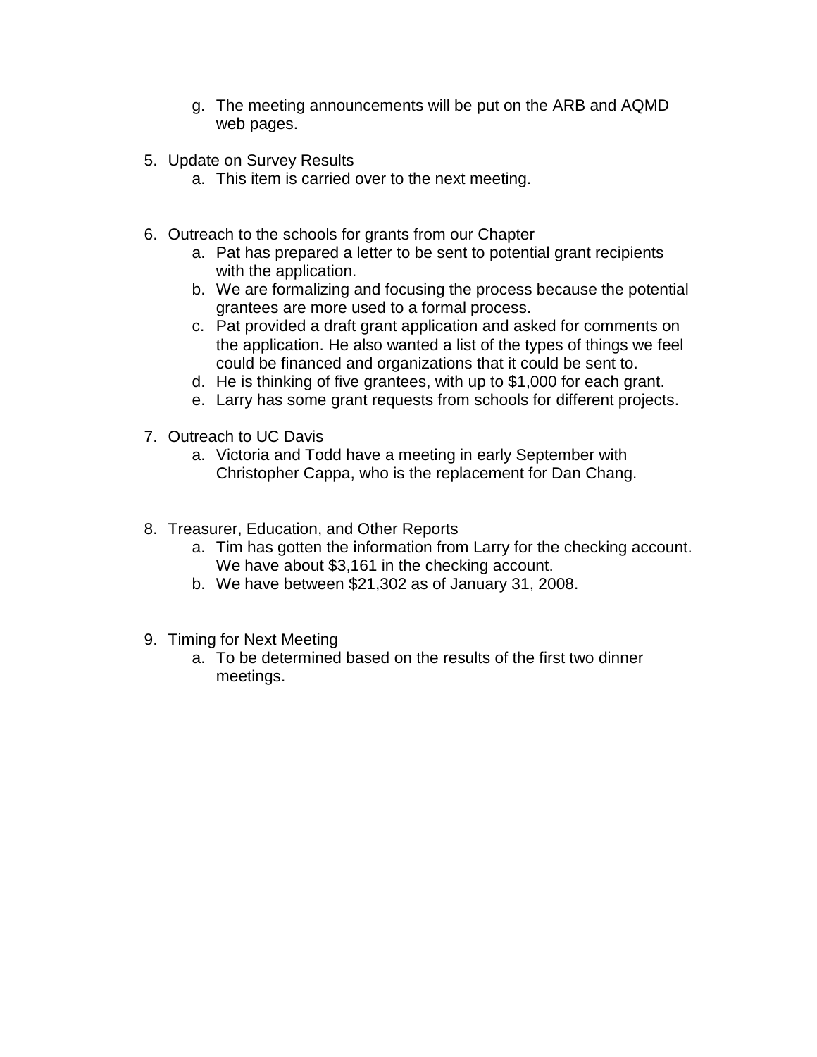g. The meeting announcements will be put on the ARB and AQMD web pages.

5. Update on Survey Results
   a. This item is carried over to the next meeting.

6. Outreach to the schools for grants from our Chapter
   a. Pat has prepared a letter to be sent to potential grant recipients with the application.
   b. We are formalizing and focusing the process because the potential grantees are more used to a formal process.
   c. Pat provided a draft grant application and asked for comments on the application. He also wanted a list of the types of things we feel could be financed and organizations that it could be sent to.
   d. He is thinking of five grantees, with up to $1,000 for each grant.
   e. Larry has some grant requests from schools for different projects.

7. Outreach to UC Davis
   a. Victoria and Todd have a meeting in early September with Christopher Cappa, who is the replacement for Dan Chang.

8. Treasurer, Education, and Other Reports
   a. Tim has gotten the information from Larry for the checking account. We have about $3,161 in the checking account.
   b. We have between $21,302 as of January 31, 2008.

9. Timing for Next Meeting
   a. To be determined based on the results of the first two dinner meetings.